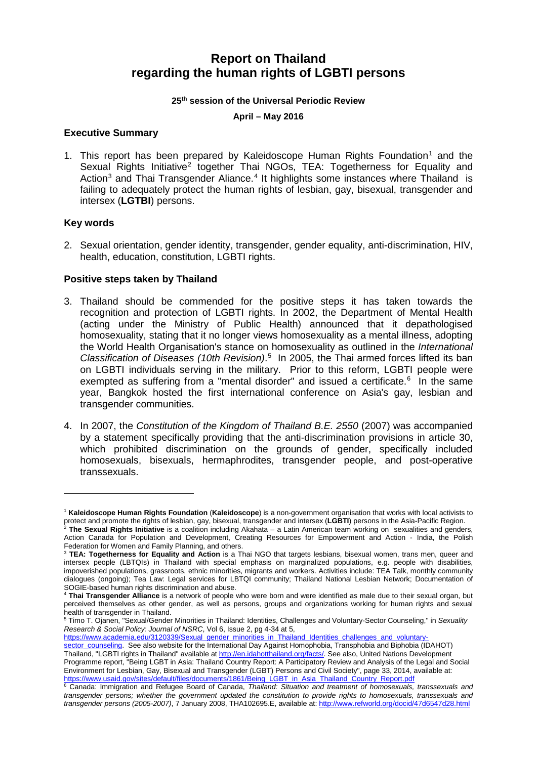# Report on Thailand regarding the human rights of LGBTI persons

**25th session of the Universal Periodic Review**

**April – May 2016**

## Executive Summary

1. This report has been prepared by Kaleidoscope Human Rights Foundation[1] and the Sexual Rights Initiative[2] together Thai NGOs, TEA: Togetherness for Equality and Action[3] and Thai Transgender Aliance.[4] It highlights some instances where Thailand is failing to adequately protect the human rights of lesbian, gay, bisexual, transgender and intersex (**LGTBI**) persons.

## Key words

2. Sexual orientation, gender identity, transgender, gender equality, anti-discrimination, HIV, health, education, constitution, LGBTI rights.

## Positive steps taken by Thailand

3. Thailand should be commended for the positive steps it has taken towards the recognition and protection of LGBTI rights. In 2002, the Department of Mental Health (acting under the Ministry of Public Health) announced that it depathologised homosexuality, stating that it no longer views homosexuality as a mental illness, adopting the World Health Organisation's stance on homosexuality as outlined in the *International Classification of Diseases (10th Revision)*.[5] In 2005, the Thai armed forces lifted its ban on LGBTI individuals serving in the military. Prior to this reform, LGBTI people were exempted as suffering from a "mental disorder" and issued a certificate.[6] In the same year, Bangkok hosted the first international conference on Asia's gay, lesbian and transgender communities.

4. In 2007, the *Constitution of the Kingdom of Thailand B.E. 2550* (2007) was accompanied by a statement specifically providing that the anti-discrimination provisions in article 30, which prohibited discrimination on the grounds of gender, specifically included homosexuals, bisexuals, hermaphrodites, transgender people, and post-operative transsexuals.

---

[1] **Kaleidoscope Human Rights Foundation** (**Kaleidoscope**) is a non-government organisation that works with local activists to protect and promote the rights of lesbian, gay, bisexual, transgender and intersex (**LGBTI**) persons in the Asia-Pacific Region.

[2] **The Sexual Rights Initiative** is a coalition including Akahata – a Latin American team working on sexualities and genders, Action Canada for Population and Development, Creating Resources for Empowerment and Action - India, the Polish Federation for Women and Family Planning, and others.

[3] **TEA: Togetherness for Equality and Action** is a Thai NGO that targets lesbians, bisexual women, trans men, queer and intersex people (LBTQIs) in Thailand with special emphasis on marginalized populations, e.g. people with disabilities, impoverished populations, grassroots, ethnic minorities, migrants and workers. Activities include: TEA Talk, monthly community dialogues (ongoing); Tea Law: Legal services for LBTQI community; Thailand National Lesbian Network; Documentation of SOGIE-based human rights discrimination and abuse.

[4] **Thai Transgender Alliance** is a network of people who were born and were identified as male due to their sexual organ, but perceived themselves as other gender, as well as persons, groups and organizations working for human rights and sexual health of transgender in Thailand.

[5] Timo T. Ojanen, "Sexual/Gender Minorities in Thailand: Identities, Challenges and Voluntary-Sector Counseling," in *Sexuality Research & Social Policy: Journal of NSRC*, Vol 6, Issue 2, pg 4-34 at 5, https://www.academia.edu/3120339/Sexual_gender_minorities_in_Thailand_Identities_challenges_and_voluntary-sector_counseling. See also website for the International Day Against Homophobia, Transphobia and Biphobia (IDAHOT) Thailand, "LGBTI rights in Thailand" available at http://en.idahotthailand.org/facts/. See also, United Nations Development Programme report, "Being LGBT in Asia: Thailand Country Report: A Participatory Review and Analysis of the Legal and Social Environment for Lesbian, Gay, Bisexual and Transgender (LGBT) Persons and Civil Society", page 33, 2014, available at: https://www.usaid.gov/sites/default/files/documents/1861/Being_LGBT_in_Asia_Thailand_Country_Report.pdf

[6] Canada: Immigration and Refugee Board of Canada, *Thailand: Situation and treatment of homosexuals, transsexuals and transgender persons; whether the government updated the constitution to provide rights to homosexuals, transsexuals and transgender persons (2005-2007)*, 7 January 2008, THA102695.E, available at: http://www.refworld.org/docid/47d6547d28.html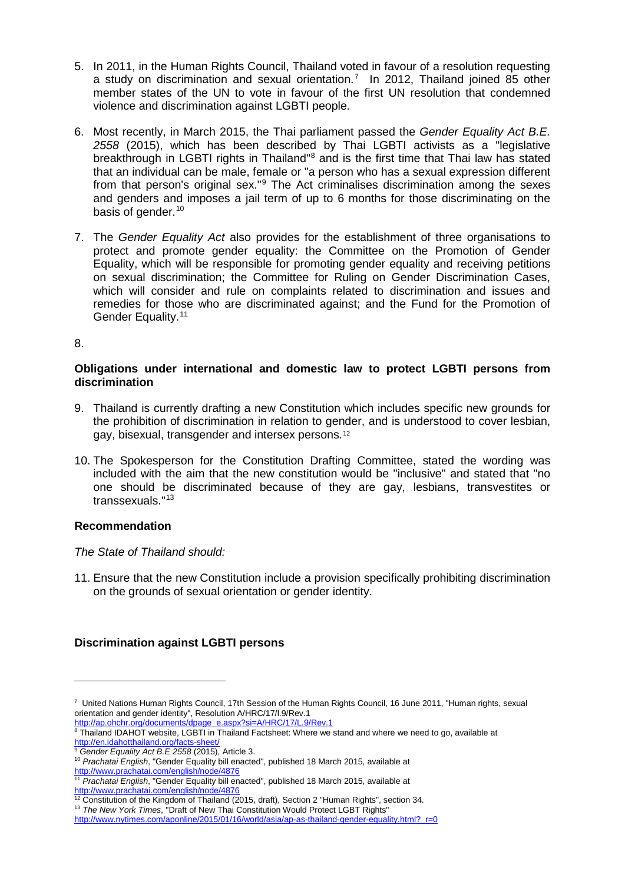5. In 2011, in the Human Rights Council, Thailand voted in favour of a resolution requesting a study on discrimination and sexual orientation.[7] In 2012, Thailand joined 85 other member states of the UN to vote in favour of the first UN resolution that condemned violence and discrimination against LGBTI people.

6. Most recently, in March 2015, the Thai parliament passed the *Gender Equality Act B.E. 2558* (2015), which has been described by Thai LGBTI activists as a "legislative breakthrough in LGBTI rights in Thailand"[8] and is the first time that Thai law has stated that an individual can be male, female or "a person who has a sexual expression different from that person's original sex."[9] The Act criminalises discrimination among the sexes and genders and imposes a jail term of up to 6 months for those discriminating on the basis of gender.[10]

7. The *Gender Equality Act* also provides for the establishment of three organisations to protect and promote gender equality: the Committee on the Promotion of Gender Equality, which will be responsible for promoting gender equality and receiving petitions on sexual discrimination; the Committee for Ruling on Gender Discrimination Cases, which will consider and rule on complaints related to discrimination and issues and remedies for those who are discriminated against; and the Fund for the Promotion of Gender Equality.[11]

8.

**Obligations under international and domestic law to protect LGBTI persons from discrimination**

9. Thailand is currently drafting a new Constitution which includes specific new grounds for the prohibition of discrimination in relation to gender, and is understood to cover lesbian, gay, bisexual, transgender and intersex persons.[12]

10. The Spokesperson for the Constitution Drafting Committee, stated the wording was included with the aim that the new constitution would be "inclusive" and stated that "no one should be discriminated because of they are gay, lesbians, transvestites or transsexuals."[13]

**Recommendation**

*The State of Thailand should:*

11. Ensure that the new Constitution include a provision specifically prohibiting discrimination on the grounds of sexual orientation or gender identity.

**Discrimination against LGBTI persons**

---

[7] United Nations Human Rights Council, 17th Session of the Human Rights Council, 16 June 2011, "Human rights, sexual orientation and gender identity", Resolution A/HRC/17/l.9/Rev.1 http://ap.ohchr.org/documents/dpage_e.aspx?si=A/HRC/17/L.9/Rev.1

[8] Thailand IDAHOT website, LGBTI in Thailand Factsheet: Where we stand and where we need to go, available at http://en.idahotthailand.org/facts-sheet/

[9] *Gender Equality Act B.E 2558* (2015), Article 3.

[10] *Prachatai English*, "Gender Equality bill enacted", published 18 March 2015, available at http://www.prachatai.com/english/node/4876

[11] *Prachatai English*, "Gender Equality bill enacted", published 18 March 2015, available at http://www.prachatai.com/english/node/4876

[12] Constitution of the Kingdom of Thailand (2015, draft), Section 2 "Human Rights", section 34.

[13] *The New York Times*, "Draft of New Thai Constitution Would Protect LGBT Rights" http://www.nytimes.com/aponline/2015/01/16/world/asia/ap-as-thailand-gender-equality.html?_r=0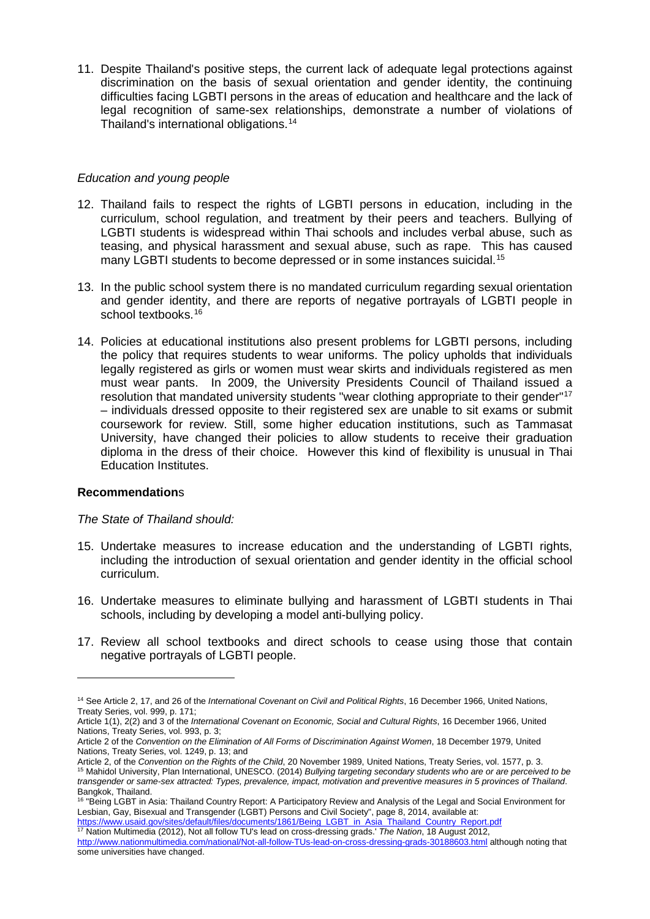11. Despite Thailand's positive steps, the current lack of adequate legal protections against discrimination on the basis of sexual orientation and gender identity, the continuing difficulties facing LGBTI persons in the areas of education and healthcare and the lack of legal recognition of same-sex relationships, demonstrate a number of violations of Thailand's international obligations.[14]

*Education and young people*

12. Thailand fails to respect the rights of LGBTI persons in education, including in the curriculum, school regulation, and treatment by their peers and teachers. Bullying of LGBTI students is widespread within Thai schools and includes verbal abuse, such as teasing, and physical harassment and sexual abuse, such as rape. This has caused many LGBTI students to become depressed or in some instances suicidal.[15]

13. In the public school system there is no mandated curriculum regarding sexual orientation and gender identity, and there are reports of negative portrayals of LGBTI people in school textbooks.[16]

14. Policies at educational institutions also present problems for LGBTI persons, including the policy that requires students to wear uniforms. The policy upholds that individuals legally registered as girls or women must wear skirts and individuals registered as men must wear pants. In 2009, the University Presidents Council of Thailand issued a resolution that mandated university students "wear clothing appropriate to their gender"[17] – individuals dressed opposite to their registered sex are unable to sit exams or submit coursework for review. Still, some higher education institutions, such as Tammasat University, have changed their policies to allow students to receive their graduation diploma in the dress of their choice. However this kind of flexibility is unusual in Thai Education Institutes.

**Recommendations**

*The State of Thailand should:*

15. Undertake measures to increase education and the understanding of LGBTI rights, including the introduction of sexual orientation and gender identity in the official school curriculum.

16. Undertake measures to eliminate bullying and harassment of LGBTI students in Thai schools, including by developing a model anti-bullying policy.

17. Review all school textbooks and direct schools to cease using those that contain negative portrayals of LGBTI people.

---

[14] See Article 2, 17, and 26 of the *International Covenant on Civil and Political Rights*, 16 December 1966, United Nations, Treaty Series, vol. 999, p. 171;
Article 1(1), 2(2) and 3 of the *International Covenant on Economic, Social and Cultural Rights*, 16 December 1966, United Nations, Treaty Series, vol. 993, p. 3;
Article 2 of the *Convention on the Elimination of All Forms of Discrimination Against Women*, 18 December 1979, United Nations, Treaty Series, vol. 1249, p. 13; and
Article 2, of the *Convention on the Rights of the Child*, 20 November 1989, United Nations, Treaty Series, vol. 1577, p. 3.

[15] Mahidol University, Plan International, UNESCO. (2014) *Bullying targeting secondary students who are or are perceived to be transgender or same-sex attracted: Types, prevalence, impact, motivation and preventive measures in 5 provinces of Thailand*. Bangkok, Thailand.

[16] "Being LGBT in Asia: Thailand Country Report: A Participatory Review and Analysis of the Legal and Social Environment for Lesbian, Gay, Bisexual and Transgender (LGBT) Persons and Civil Society", page 8, 2014, available at: https://www.usaid.gov/sites/default/files/documents/1861/Being_LGBT_in_Asia_Thailand_Country_Report.pdf

[17] Nation Multimedia (2012), Not all follow TU's lead on cross-dressing grads.' *The Nation*, 18 August 2012, http://www.nationmultimedia.com/national/Not-all-follow-TUs-lead-on-cross-dressing-grads-30188603.html although noting that some universities have changed.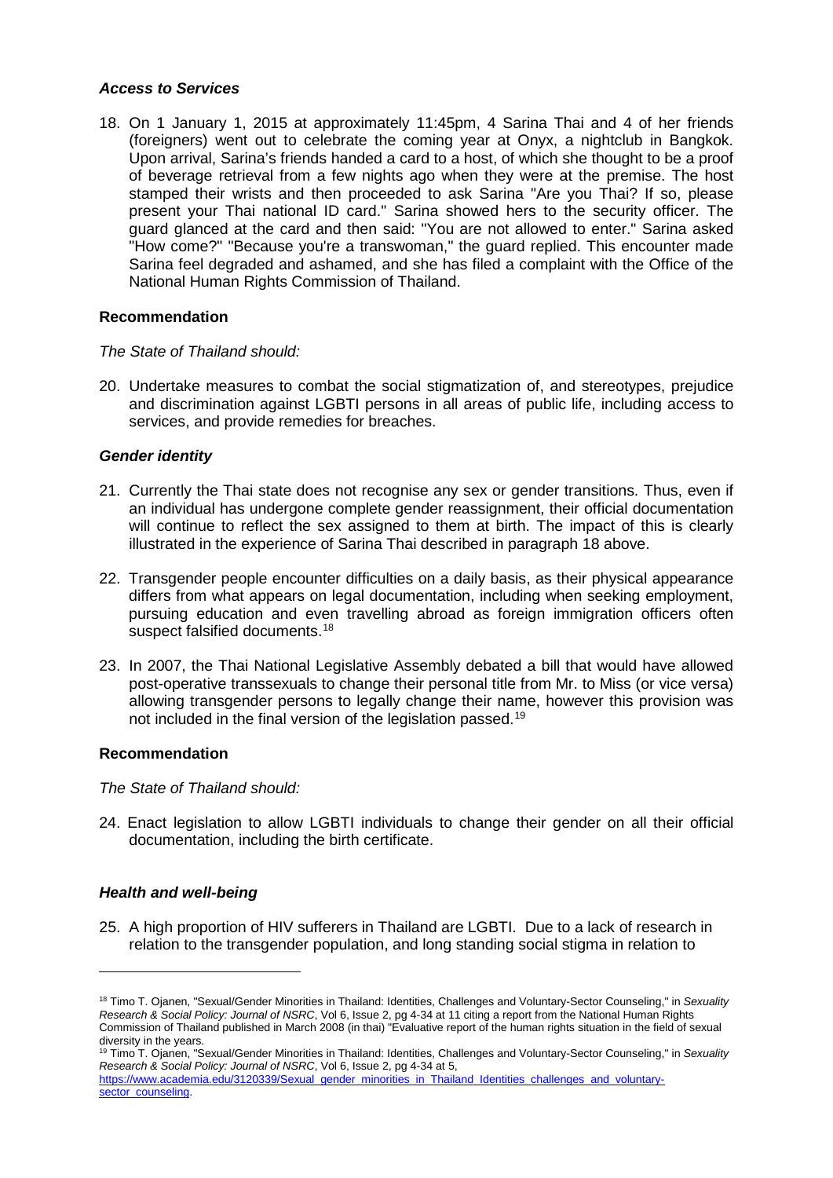### *Access to Services*

18. On 1 January 1, 2015 at approximately 11:45pm, 4 Sarina Thai and 4 of her friends (foreigners) went out to celebrate the coming year at Onyx, a nightclub in Bangkok. Upon arrival, Sarina's friends handed a card to a host, of which she thought to be a proof of beverage retrieval from a few nights ago when they were at the premise. The host stamped their wrists and then proceeded to ask Sarina "Are you Thai? If so, please present your Thai national ID card." Sarina showed hers to the security officer. The guard glanced at the card and then said: "You are not allowed to enter." Sarina asked "How come?" "Because you're a transwoman," the guard replied. This encounter made Sarina feel degraded and ashamed, and she has filed a complaint with the Office of the National Human Rights Commission of Thailand.

### Recommendation

*The State of Thailand should:*

20. Undertake measures to combat the social stigmatization of, and stereotypes, prejudice and discrimination against LGBTI persons in all areas of public life, including access to services, and provide remedies for breaches.

### *Gender identity*

21. Currently the Thai state does not recognise any sex or gender transitions. Thus, even if an individual has undergone complete gender reassignment, their official documentation will continue to reflect the sex assigned to them at birth. The impact of this is clearly illustrated in the experience of Sarina Thai described in paragraph 18 above.

22. Transgender people encounter difficulties on a daily basis, as their physical appearance differs from what appears on legal documentation, including when seeking employment, pursuing education and even travelling abroad as foreign immigration officers often suspect falsified documents.[18]

23. In 2007, the Thai National Legislative Assembly debated a bill that would have allowed post-operative transsexuals to change their personal title from Mr. to Miss (or vice versa) allowing transgender persons to legally change their name, however this provision was not included in the final version of the legislation passed.[19]

### Recommendation

*The State of Thailand should:*

24. Enact legislation to allow LGBTI individuals to change their gender on all their official documentation, including the birth certificate.

### *Health and well-being*

25. A high proportion of HIV sufferers in Thailand are LGBTI. Due to a lack of research in relation to the transgender population, and long standing social stigma in relation to

---

[18] Timo T. Ojanen, "Sexual/Gender Minorities in Thailand: Identities, Challenges and Voluntary-Sector Counseling," in *Sexuality Research & Social Policy: Journal of NSRC*, Vol 6, Issue 2, pg 4-34 at 11 citing a report from the National Human Rights Commission of Thailand published in March 2008 (in thai) "Evaluative report of the human rights situation in the field of sexual diversity in the years.

[19] Timo T. Ojanen, "Sexual/Gender Minorities in Thailand: Identities, Challenges and Voluntary-Sector Counseling," in *Sexuality Research & Social Policy: Journal of NSRC*, Vol 6, Issue 2, pg 4-34 at 5, https://www.academia.edu/3120339/Sexual_gender_minorities_in_Thailand_Identities_challenges_and_voluntary-sector_counseling.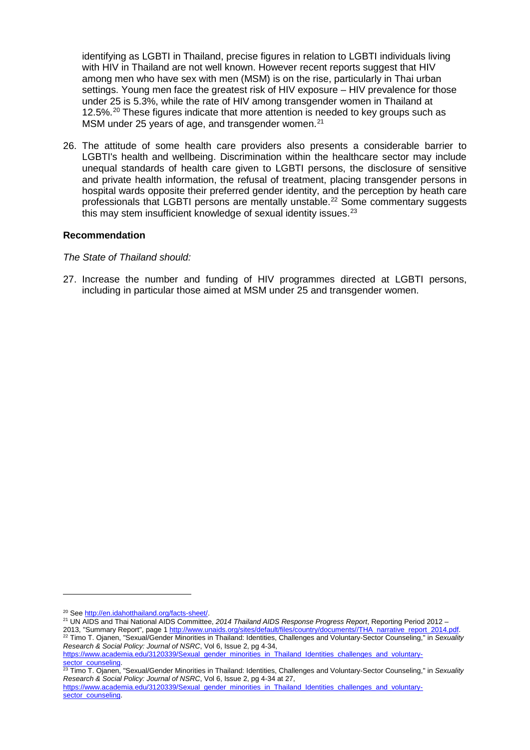identifying as LGBTI in Thailand, precise figures in relation to LGBTI individuals living with HIV in Thailand are not well known. However recent reports suggest that HIV among men who have sex with men (MSM) is on the rise, particularly in Thai urban settings. Young men face the greatest risk of HIV exposure – HIV prevalence for those under 25 is 5.3%, while the rate of HIV among transgender women in Thailand at 12.5%.[20] These figures indicate that more attention is needed to key groups such as MSM under 25 years of age, and transgender women.[21]

26. The attitude of some health care providers also presents a considerable barrier to LGBTI's health and wellbeing. Discrimination within the healthcare sector may include unequal standards of health care given to LGBTI persons, the disclosure of sensitive and private health information, the refusal of treatment, placing transgender persons in hospital wards opposite their preferred gender identity, and the perception by heath care professionals that LGBTI persons are mentally unstable.[22] Some commentary suggests this may stem insufficient knowledge of sexual identity issues.[23]

**Recommendation**

*The State of Thailand should:*

27. Increase the number and funding of HIV programmes directed at LGBTI persons, including in particular those aimed at MSM under 25 and transgender women.

---

[20] See http://en.idahotthailand.org/facts-sheet/.

[21] UN AIDS and Thai National AIDS Committee, *2014 Thailand AIDS Response Progress Report*, Reporting Period 2012 – 2013, "Summary Report", page 1 http://www.unaids.org/sites/default/files/country/documents//THA_narrative_report_2014.pdf.

[22] Timo T. Ojanen, "Sexual/Gender Minorities in Thailand: Identities, Challenges and Voluntary-Sector Counseling," in *Sexuality Research & Social Policy: Journal of NSRC*, Vol 6, Issue 2, pg 4-34, https://www.academia.edu/3120339/Sexual_gender_minorities_in_Thailand_Identities_challenges_and_voluntary-sector_counseling.

[23] Timo T. Ojanen, "Sexual/Gender Minorities in Thailand: Identities, Challenges and Voluntary-Sector Counseling," in *Sexuality Research & Social Policy: Journal of NSRC*, Vol 6, Issue 2, pg 4-34 at 27, https://www.academia.edu/3120339/Sexual_gender_minorities_in_Thailand_Identities_challenges_and_voluntary-sector_counseling.